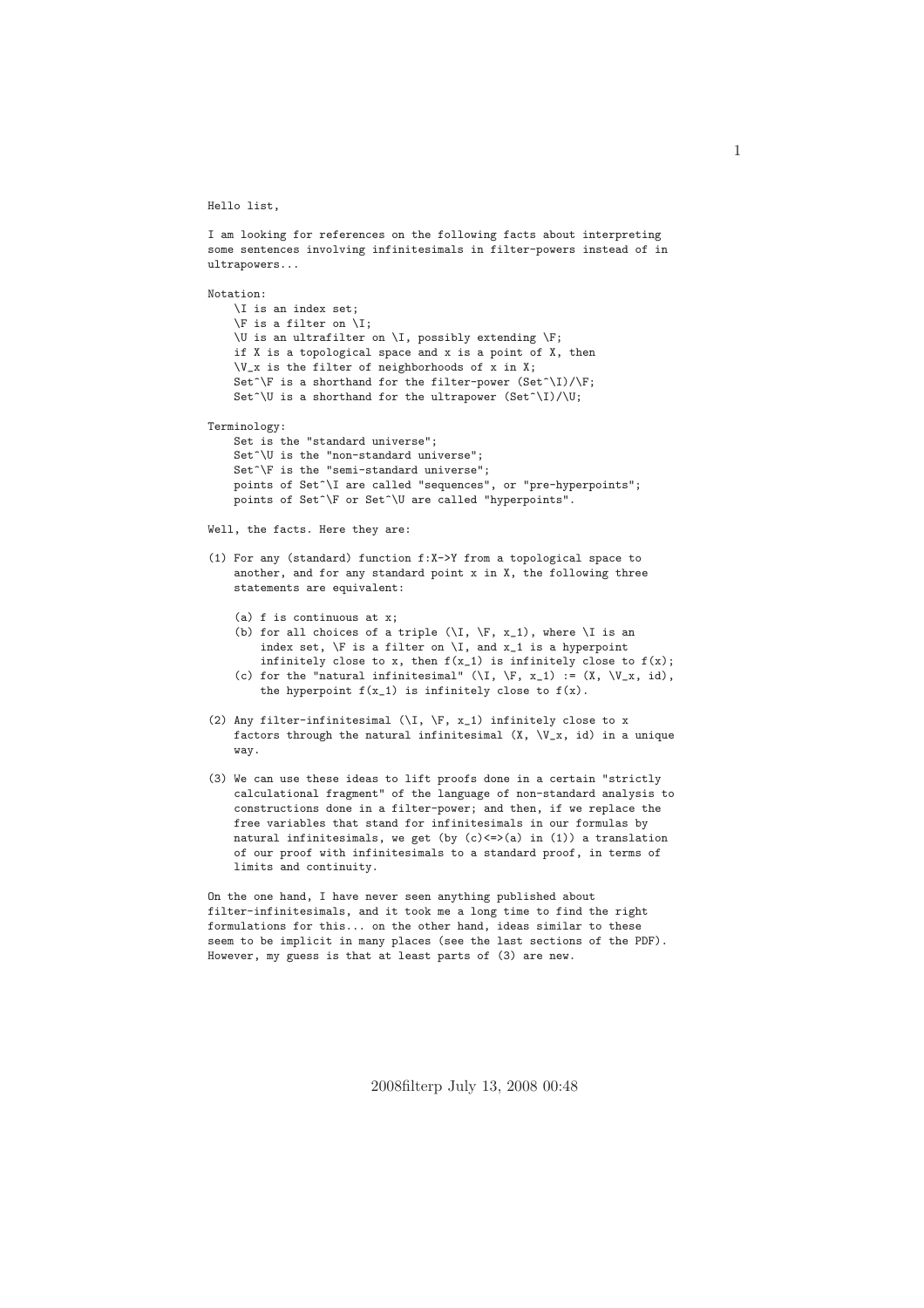```
Hello list,

I am looking for references on the following facts about interpreting
some sentences involving infinitesimals in filter-powers instead of in
ultrapowers...

Notation:
    \I is an index set;
    \F is a filter on \I;
    \U is an ultrafilter on \I, possibly extending \F;
    if X is a topological space and x is a point of X, then
    \V_x is the filter of neighborhoods of x in X;
    Set^\F is a shorthand for the filter-power (Set^\I)/\F;
    Set^\U is a shorthand for the ultrapower (Set^\I)/\U;

Terminology:
    Set is the "standard universe";
    Set^\U is the "non-standard universe";
    Set^\F is the "semi-standard universe";
    points of Set^\I are called "sequences", or "pre-hyperpoints";
    points of Set^\F or Set^\U are called "hyperpoints".

Well, the facts. Here they are:

(1) For any (standard) function f:X->Y from a topological space to
    another, and for any standard point x in X, the following three
    statements are equivalent:

    (a) f is continuous at x;
    (b) for all choices of a triple (\I, \F, x_1), where \I is an
        index set, \F is a filter on \I, and x_1 is a hyperpoint
        infinitely close to x, then f(x_1) is infinitely close to f(x);
    (c) for the "natural infinitesimal" (\I, \F, x_1) := (X, \V_x, id),
        the hyperpoint f(x_1) is infinitely close to f(x).

(2) Any filter-infinitesimal (\I, \F, x_1) infinitely close to x
    factors through the natural infinitesimal (X, \V_x, id) in a unique
    way.

(3) We can use these ideas to lift proofs done in a certain "strictly
    calculational fragment" of the language of non-standard analysis to
    constructions done in a filter-power; and then, if we replace the
    free variables that stand for infinitesimals in our formulas by
    natural infinitesimals, we get (by (c)<=>(a) in (1)) a translation
    of our proof with infinitesimals to a standard proof, in terms of
    limits and continuity.

On the one hand, I have never seen anything published about
filter-infinitesimals, and it took me a long time to find the right
formulations for this... on the other hand, ideas similar to these
seem to be implicit in many places (see the last sections of the PDF).
However, my guess is that at least parts of (3) are new.
```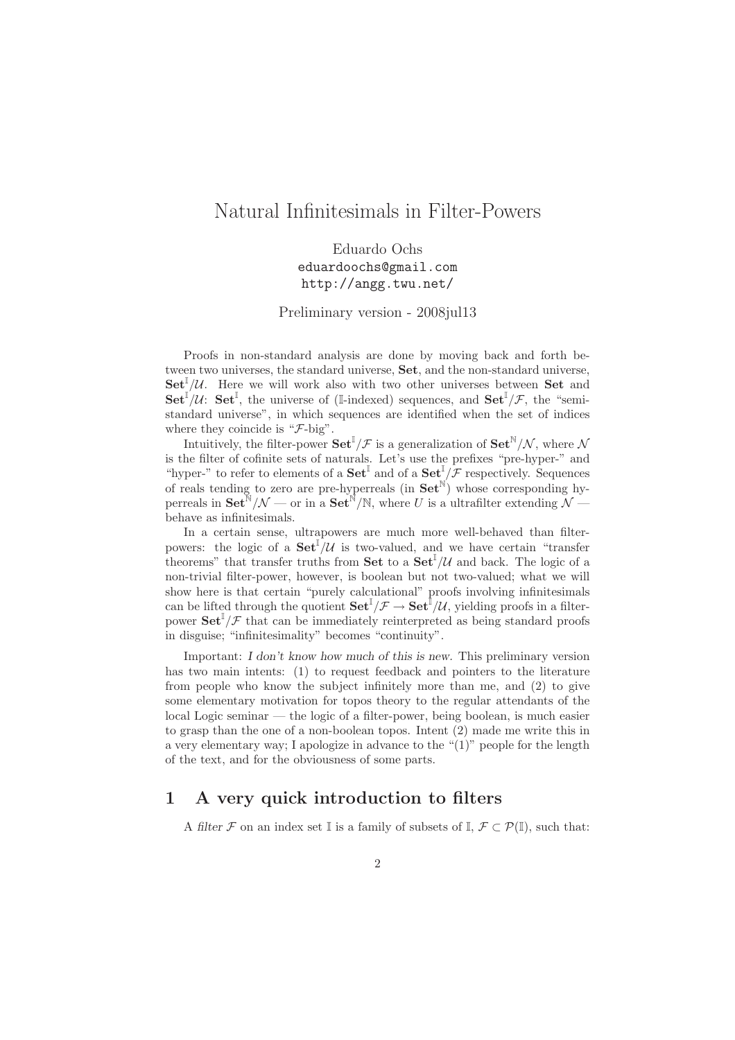# Natural Infinitesimals in Filter-Powers

Eduardo Ochs
eduardoochs@gmail.com
http://angg.twu.net/

Preliminary version - 2008jul13

Proofs in non-standard analysis are done by moving back and forth between two universes, the standard universe, **Set**, and the non-standard universe, $\mathbf{Set}^{\mathbb{I}}/\mathcal{U}$. Here we will work also with two other universes between **Set** and $\mathbf{Set}^{\mathbb{I}}/\mathcal{U}$: $\mathbf{Set}^{\mathbb{I}}$, the universe of ($\mathbb{I}$-indexed) sequences, and $\mathbf{Set}^{\mathbb{I}}/\mathcal{F}$, the "semi-standard universe", in which sequences are identified when the set of indices where they coincide is "$\mathcal{F}$-big".

Intuitively, the filter-power $\mathbf{Set}^{\mathbb{I}}/\mathcal{F}$ is a generalization of $\mathbf{Set}^{\mathbb{N}}/\mathcal{N}$, where $\mathcal{N}$ is the filter of cofinite sets of naturals. Let's use the prefixes "pre-hyper-" and "hyper-" to refer to elements of a $\mathbf{Set}^{\mathbb{I}}$ and of a $\mathbf{Set}^{\mathbb{I}}/\mathcal{F}$ respectively. Sequences of reals tending to zero are pre-hyperreals (in $\mathbf{Set}^{\mathbb{N}}$) whose corresponding hyperreals in $\mathbf{Set}^{\mathbb{N}}/\mathcal{N}$ — or in a $\mathbf{Set}^{\mathbb{N}}/\mathbb{N}$, where $U$ is a ultrafilter extending $\mathcal{N}$ — behave as infinitesimals.

In a certain sense, ultrapowers are much more well-behaved than filter-powers: the logic of a $\mathbf{Set}^{\mathbb{I}}/\mathcal{U}$ is two-valued, and we have certain "transfer theorems" that transfer truths from **Set** to a $\mathbf{Set}^{\mathbb{I}}/\mathcal{U}$ and back. The logic of a non-trivial filter-power, however, is boolean but not two-valued; what we will show here is that certain "purely calculational" proofs involving infinitesimals can be lifted through the quotient $\mathbf{Set}^{\mathbb{I}}/\mathcal{F} \to \mathbf{Set}^{\mathbb{I}}/\mathcal{U}$, yielding proofs in a filter-power $\mathbf{Set}^{\mathbb{I}}/\mathcal{F}$ that can be immediately reinterpreted as being standard proofs in disguise; "infinitesimality" becomes "continuity".

Important: *I don't know how much of this is new.* This preliminary version has two main intents: (1) to request feedback and pointers to the literature from people who know the subject infinitely more than me, and (2) to give some elementary motivation for topos theory to the regular attendants of the local Logic seminar — the logic of a filter-power, being boolean, is much easier to grasp than the one of a non-boolean topos. Intent (2) made me write this in a very elementary way; I apologize in advance to the "(1)" people for the length of the text, and for the obviousness of some parts.

## 1 A very quick introduction to filters

A *filter* $\mathcal{F}$ on an index set $\mathbb{I}$ is a family of subsets of $\mathbb{I}$, $\mathcal{F} \subset \mathcal{P}(\mathbb{I})$, such that: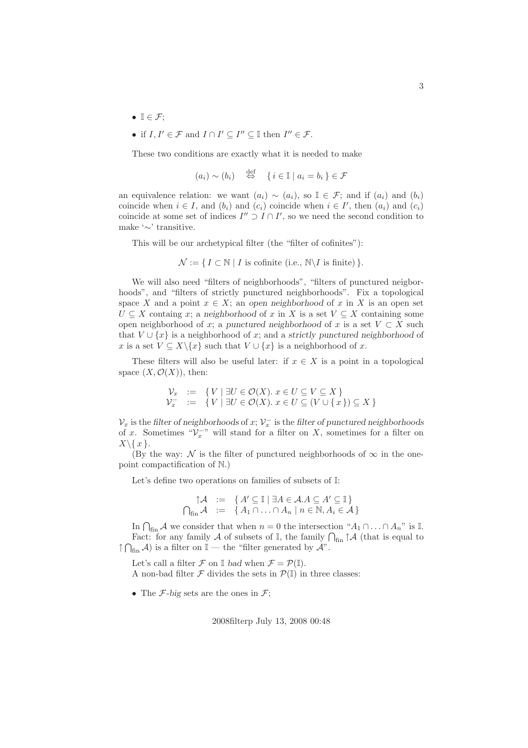- $\mathbb{I} \in \mathcal{F}$;
- if $I, I' \in \mathcal{F}$ and $I \cap I' \subseteq I'' \subseteq \mathbb{I}$ then $I'' \in \mathcal{F}$.

These two conditions are exactly what it is needed to make

$$(a_i) \sim (b_i) \quad \stackrel{\text{def}}{\Leftrightarrow} \quad \{\, i \in \mathbb{I} \mid a_i = b_i \,\} \in \mathcal{F}$$

an equivalence relation: we want $(a_i) \sim (a_i)$, so $\mathbb{I} \in \mathcal{F}$; and if $(a_i)$ and $(b_i)$ coincide when $i \in I$, and $(b_i)$ and $(c_i)$ coincide when $i \in I'$, then $(a_i)$ and $(c_i)$ coincide at some set of indices $I'' \supset I \cap I'$, so we need the second condition to make '$\sim$' transitive.

This will be our archetypical filter (the "filter of cofinites"):

$$\mathcal{N} := \{\, I \subset \mathbb{N} \mid I \text{ is cofinite (i.e., } \mathbb{N}\backslash I \text{ is finite)} \,\}.$$

We will also need "filters of neighborhoods", "filters of punctured neigborhoods", and "filters of strictly punctured neighborhoods". Fix a topological space $X$ and a point $x \in X$; an *open neighborhood* of $x$ in $X$ is an open set $U \subseteq X$ containg $x$; a *neighborhood* of $x$ in $X$ is a set $V \subseteq X$ containing some open neighborhood of $x$; a *punctured neighborhood* of $x$ is a set $V \subset X$ such that $V \cup \{x\}$ is a neighborhood of $x$; and a *strictly punctured neighborhood* of $x$ is a set $V \subseteq X\backslash\{x\}$ such that $V \cup \{x\}$ is a neighborhood of $x$.

These filters will also be useful later: if $x \in X$ is a point in a topological space $(X, \mathcal{O}(X))$, then:

$$\begin{array}{rcl}
\mathcal{V}_x & := & \{\, V \mid \exists U \in \mathcal{O}(X).\ x \in U \subseteq V \subseteq X \,\} \\
\mathcal{V}_x^- & := & \{\, V \mid \exists U \in \mathcal{O}(X).\ x \in U \subseteq (V \cup \{\, x \,\}) \subseteq X \,\}
\end{array}$$

$\mathcal{V}_x$ is the *filter of neighborhoods* of $x$; $\mathcal{V}_x^-$ is the *filter of punctured neighborhoods* of $x$. Sometimes "$\mathcal{V}_x^-$" will stand for a filter on $X$, sometimes for a filter on $X\backslash\{\, x \,\}$.

(By the way: $\mathcal{N}$ is the filter of punctured neighborhoods of $\infty$ in the one-point compactification of $\mathbb{N}$.)

Let's define two operations on families of subsets of $\mathbb{I}$:

$$\begin{array}{rcl}
\uparrow\!\mathcal{A} & := & \{\, A' \subseteq \mathbb{I} \mid \exists A \in \mathcal{A}. A \subseteq A' \subseteq \mathbb{I} \,\} \\
\bigcap_{\text{fin}} \mathcal{A} & := & \{\, A_1 \cap \ldots \cap A_n \mid n \in \mathbb{N}, A_i \in \mathcal{A} \,\}
\end{array}$$

In $\bigcap_{\text{fin}} \mathcal{A}$ we consider that when $n = 0$ the intersection "$A_1 \cap \ldots \cap A_n$" is $\mathbb{I}$.

Fact: for any family $\mathcal{A}$ of subsets of $\mathbb{I}$, the family $\bigcap_{\text{fin}} \uparrow\!\mathcal{A}$ (that is equal to $\uparrow\!\bigcap_{\text{fin}} \mathcal{A}$) is a filter on $\mathbb{I}$ — the "filter generated by $\mathcal{A}$".

Let's call a filter $\mathcal{F}$ on $\mathbb{I}$ *bad* when $\mathcal{F} = \mathcal{P}(\mathbb{I})$.

A non-bad filter $\mathcal{F}$ divides the sets in $\mathcal{P}(\mathbb{I})$ in three classes:

- The $\mathcal{F}$*-big* sets are the ones in $\mathcal{F}$;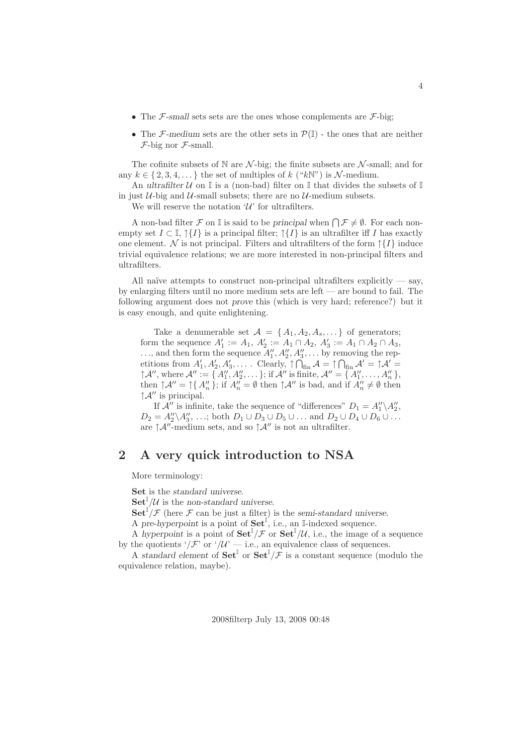- The $\mathcal{F}$-*small* sets sets are the ones whose complements are $\mathcal{F}$-big;
- The $\mathcal{F}$-*medium* sets are the other sets in $\mathcal{P}(\mathbb{I})$ - the ones that are neither $\mathcal{F}$-big nor $\mathcal{F}$-small.

The cofinite subsets of $\mathbb{N}$ are $\mathcal{N}$-big; the finite subsets are $\mathcal{N}$-small; and for any $k \in \{2, 3, 4, \dots\}$ the set of multiples of $k$ ("$k\mathbb{N}$") is $\mathcal{N}$-medium.

An *ultrafilter* $\mathcal{U}$ on $\mathbb{I}$ is a (non-bad) filter on $\mathbb{I}$ that divides the subsets of $\mathbb{I}$ in just $\mathcal{U}$-big and $\mathcal{U}$-small subsets; there are no $\mathcal{U}$-medium subsets.

We will reserve the notation '$\mathcal{U}$' for ultrafilters.

A non-bad filter $\mathcal{F}$ on $\mathbb{I}$ is said to be *principal* when $\bigcap \mathcal{F} \neq \emptyset$. For each non-empty set $I \subset \mathbb{I}$, $\uparrow\{I\}$ is a principal filter; $\uparrow\{I\}$ is an ultrafilter iff $I$ has exactly one element. $\mathcal{N}$ is not principal. Filters and ultrafilters of the form $\uparrow\{I\}$ induce trivial equivalence relations; we are more interested in non-principal filters and ultrafilters.

All naïve attempts to construct non-principal ultrafilters explicitly — say, by enlarging filters until no more medium sets are left — are bound to fail. The following argument does not *prove* this (which is very hard; reference?) but it is easy enough, and quite enlightening.

> Take a denumerable set $\mathcal{A} = \{A_1, A_2, A_s, \dots\}$ of generators; form the sequence $A'_1 := A_1$, $A'_2 := A_1 \cap A_2$, $A'_3 := A_1 \cap A_2 \cap A_3$, $\dots$, and then form the sequence $A''_1, A''_2, A''_3, \dots$ by removing the repetitions from $A'_1, A'_2, A'_3, \dots$. Clearly, $\uparrow \bigcap_{\text{fin}} \mathcal{A} = \uparrow \bigcap_{\text{fin}} \mathcal{A}' = \uparrow\mathcal{A}' = \uparrow\mathcal{A}''$, where $\mathcal{A}'' := \{A''_1, A''_2, \dots\}$; if $\mathcal{A}''$ is finite, $\mathcal{A}'' = \{A''_1, \dots, A''_n\}$, then $\uparrow\mathcal{A}'' = \uparrow\{A''_n\}$; if $A''_n = \emptyset$ then $\uparrow\mathcal{A}''$ is bad, and if $A''_n \neq \emptyset$ then $\uparrow\mathcal{A}''$ is principal.
>
> If $\mathcal{A}''$ is infinite, take the sequence of "differences" $D_1 = A''_1 \backslash A''_2$, $D_2 = A''_2 \backslash A''_3$, $\dots$; both $D_1 \cup D_3 \cup D_5 \cup \dots$ and $D_2 \cup D_4 \cup D_6 \cup \dots$ are $\uparrow\mathcal{A}''$-medium sets, and so $\uparrow\mathcal{A}''$ is not an ultrafilter.

## 2 A very quick introduction to NSA

More terminology:

**Set** is the *standard universe*.

$\mathbf{Set}^{\mathbb{I}}/\mathcal{U}$ is the *non-standard universe*.

$\mathbf{Set}^{\mathbb{I}}/\mathcal{F}$ (here $\mathcal{F}$ can be just a filter) is the *semi-standard universe*.

A *pre-hyperpoint* is a point of $\mathbf{Set}^{\mathbb{I}}$, i.e., an $\mathbb{I}$-indexed sequence.

A *hyperpoint* is a point of $\mathbf{Set}^{\mathbb{I}}/\mathcal{F}$ or $\mathbf{Set}^{\mathbb{I}}/\mathcal{U}$, i.e., the image of a sequence by the quotients '$/\mathcal{F}$' or '$/\mathcal{U}$' — i.e., an equivalence class of sequences.

A *standard element* of $\mathbf{Set}^{\mathbb{I}}$ or $\mathbf{Set}^{\mathbb{I}}/\mathcal{F}$ is a constant sequence (modulo the equivalence relation, maybe).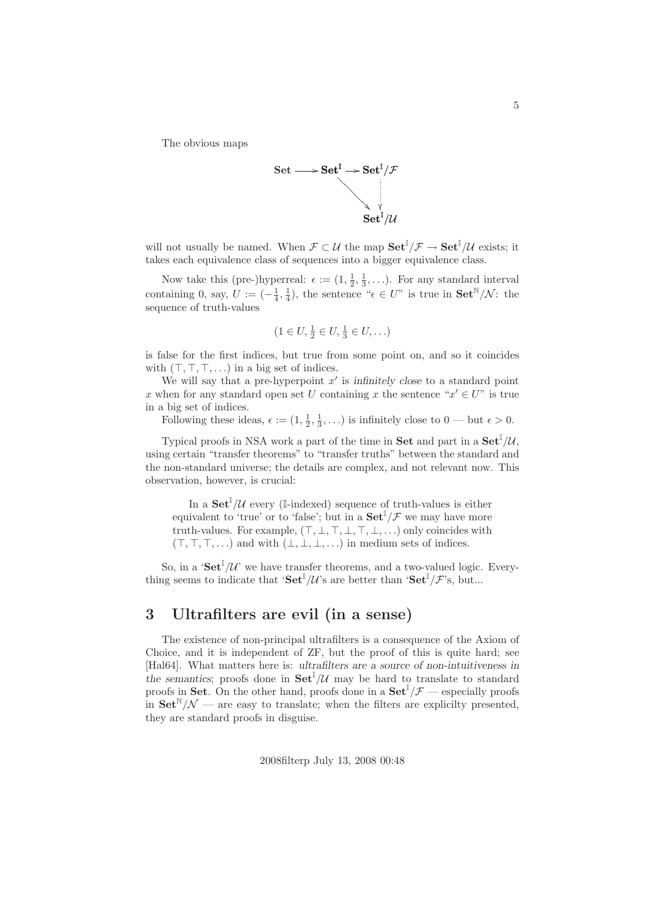The obvious maps

$$\begin{array}{ccccc} \mathbf{Set} & \longrightarrow & \mathbf{Set}^{\mathbb{I}} & \longrightarrow & \mathbf{Set}^{\mathbb{I}}/\mathcal{F} \\ & & & \searrow & \vdots \\ & & & & \mathbf{Set}^{\mathbb{I}}/\mathcal{U} \end{array}$$

will not usually be named. When $\mathcal{F} \subset \mathcal{U}$ the map $\mathbf{Set}^{\mathbb{I}}/\mathcal{F} \to \mathbf{Set}^{\mathbb{I}}/\mathcal{U}$ exists; it takes each equivalence class of sequences into a bigger equivalence class.

Now take this (pre-)hyperreal: $\epsilon := (1, \frac{1}{2}, \frac{1}{3}, \ldots)$. For any standard interval containing 0, say, $U := (-\frac{1}{4}, \frac{1}{4})$, the sentence "$\epsilon \in U$" is true in $\mathbf{Set}^{\mathbb{N}}/\mathcal{N}$: the sequence of truth-values

$$(1 \in U, \tfrac{1}{2} \in U, \tfrac{1}{3} \in U, \ldots)$$

is false for the first indices, but true from some point on, and so it coincides with $(\top, \top, \top, \ldots)$ in a big set of indices.

We will say that a pre-hyperpoint $x'$ is *infinitely close* to a standard point $x$ when for any standard open set $U$ containing $x$ the sentence "$x' \in U$" is true in a big set of indices.

Following these ideas, $\epsilon := (1, \frac{1}{2}, \frac{1}{3}, \ldots)$ is infinitely close to 0 — but $\epsilon > 0$.

Typical proofs in NSA work a part of the time in **Set** and part in a $\mathbf{Set}^{\mathbb{I}}/\mathcal{U}$, using certain "transfer theorems" to "transfer truths" between the standard and the non-standard universe; the details are complex, and not relevant now. This observation, however, is crucial:

> In a $\mathbf{Set}^{\mathbb{I}}/\mathcal{U}$ every ($\mathbb{I}$-indexed) sequence of truth-values is either equivalent to 'true' or to 'false'; but in a $\mathbf{Set}^{\mathbb{I}}/\mathcal{F}$ we may have more truth-values. For example, $(\top, \bot, \top, \bot, \top, \bot, \ldots)$ only coincides with $(\top, \top, \top, \ldots)$ and with $(\bot, \bot, \bot, \ldots)$ in medium sets of indices.

So, in a '$\mathbf{Set}^{\mathbb{I}}/\mathcal{U}$' we have transfer theorems, and a two-valued logic. Everything seems to indicate that '$\mathbf{Set}^{\mathbb{I}}/\mathcal{U}$'s are better than '$\mathbf{Set}^{\mathbb{I}}/\mathcal{F}$'s, but...

## 3 Ultrafilters are evil (in a sense)

The existence of non-principal ultrafilters is a consequence of the Axiom of Choice, and it is independent of ZF, but the proof of this is quite hard; see [Hal64]. What matters here is: *ultrafilters are a source of non-intuitiveness in the semantics*; proofs done in $\mathbf{Set}^{\mathbb{I}}/\mathcal{U}$ may be hard to translate to standard proofs in **Set**. On the other hand, proofs done in a $\mathbf{Set}^{\mathbb{I}}/\mathcal{F}$ — especially proofs in $\mathbf{Set}^{\mathbb{N}}/\mathcal{N}$ — are easy to translate; when the filters are explicilty presented, they are standard proofs in disguise.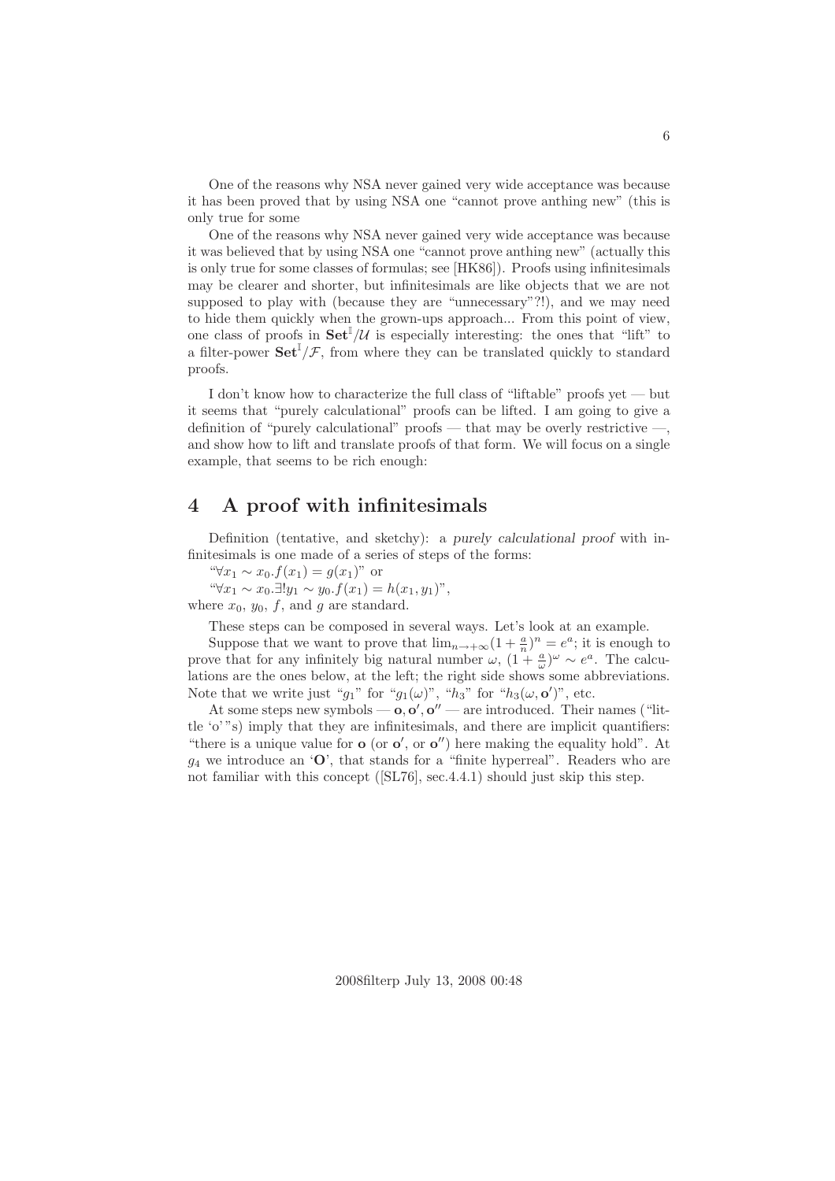One of the reasons why NSA never gained very wide acceptance was because it has been proved that by using NSA one "cannot prove anthing new" (this is only true for some

One of the reasons why NSA never gained very wide acceptance was because it was believed that by using NSA one "cannot prove anthing new" (actually this is only true for some classes of formulas; see [HK86]). Proofs using infinitesimals may be clearer and shorter, but infinitesimals are like objects that we are not supposed to play with (because they are "unnecessary"?!), and we may need to hide them quickly when the grown-ups approach... From this point of view, one class of proofs in $\mathbf{Set}^{\mathbb{I}}/\mathcal{U}$ is especially interesting: the ones that "lift" to a filter-power $\mathbf{Set}^{\mathbb{I}}/\mathcal{F}$, from where they can be translated quickly to standard proofs.

I don't know how to characterize the full class of "liftable" proofs yet — but it seems that "purely calculational" proofs can be lifted. I am going to give a definition of "purely calculational" proofs — that may be overly restrictive —, and show how to lift and translate proofs of that form. We will focus on a single example, that seems to be rich enough:

# 4 A proof with infinitesimals

Definition (tentative, and sketchy): a *purely calculational proof* with infinitesimals is one made of a series of steps of the forms:

"$\forall x_1 \sim x_0 . f(x_1) = g(x_1)$" or

"$\forall x_1 \sim x_0 . \exists! y_1 \sim y_0 . f(x_1) = h(x_1, y_1)$",

where $x_0$, $y_0$, $f$, and $g$ are standard.

These steps can be composed in several ways. Let's look at an example.

Suppose that we want to prove that $\lim_{n \to +\infty} (1 + \frac{a}{n})^n = e^a$; it is enough to prove that for any infinitely big natural number $\omega$, $(1 + \frac{a}{\omega})^\omega \sim e^a$. The calculations are the ones below, at the left; the right side shows some abbreviations. Note that we write just "$g_1$" for "$g_1(\omega)$", "$h_3$" for "$h_3(\omega, \mathbf{o}')$", etc.

At some steps new symbols — $\mathbf{o}, \mathbf{o}', \mathbf{o}''$ — are introduced. Their names ("little 'o' "s) imply that they are infinitesimals, and there are implicit quantifiers: "there is a unique value for $\mathbf{o}$ (or $\mathbf{o}'$, or $\mathbf{o}''$) here making the equality hold". At $g_4$ we introduce an '$\mathbf{O}$', that stands for a "finite hyperreal". Readers who are not familiar with this concept ([SL76], sec.4.4.1) should just skip this step.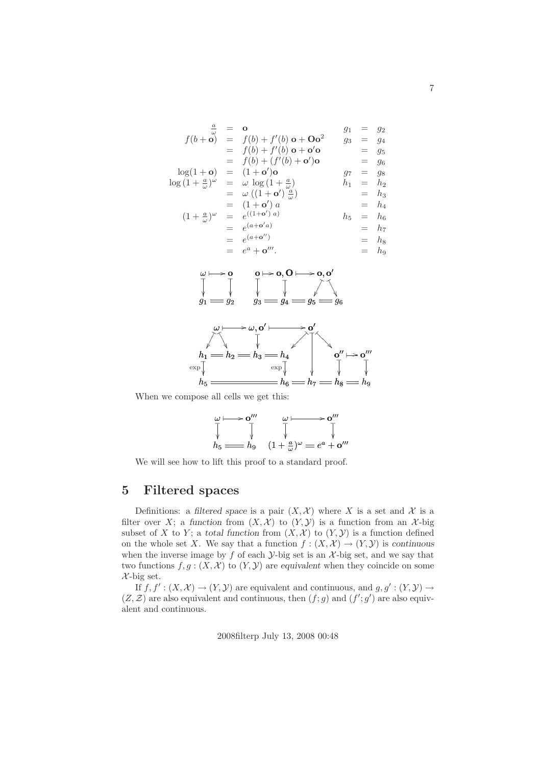$$
\begin{array}{rcl@{\qquad}rcl}
\frac{a}{\omega} & = & \mathbf{o} & g_1 & = & g_2 \\
f(b+\mathbf{o}) & = & f(b) + f'(b)\,\mathbf{o} + \mathbf{O}\mathbf{o}^2 & g_3 & = & g_4 \\
 & = & f(b) + f'(b)\,\mathbf{o} + \mathbf{o}'\mathbf{o} & & = & g_5 \\
 & = & f(b) + (f'(b) + \mathbf{o}')\mathbf{o} & & = & g_6 \\
\log(1+\mathbf{o}) & = & (1+\mathbf{o}')\mathbf{o} & g_7 & = & g_8 \\
\log{(1+\frac{a}{\omega})^\omega} & = & \omega\ \log{(1+\frac{a}{\omega})} & h_1 & = & h_2 \\
 & = & \omega\ ((1+\mathbf{o}')\,\frac{a}{\omega}) & & = & h_3 \\
 & = & (1+\mathbf{o}')\ a & & = & h_4 \\
(1+\frac{a}{\omega})^\omega & = & e^{((1+\mathbf{o}')\ a)} & h_5 & = & h_6 \\
 & = & e^{(a+\mathbf{o}'a)} & & = & h_7 \\
 & = & e^{(a+\mathbf{o}'')} & & = & h_8 \\
 & = & e^a + \mathbf{o}'''. & & = & h_9
\end{array}
$$

$$
\begin{array}{ccc@{\qquad}ccccccc}
\omega & \longmapsto & \mathbf{o} & \mathbf{o} & \mapsto & \mathbf{o}, \mathbf{O} & \longmapsto & \mathbf{o}, \mathbf{o}' & \\
\downarrow & & \downarrow & \downarrow & & \downarrow & \swarrow & & \searrow \\
g_1 & = & g_2 & g_3 & = & g_4 & = g_5 & = & g_6
\end{array}
$$

$$
\begin{array}{c}
\omega \longmapsto \omega, \mathbf{o}' \longmapsto \mathbf{o}' \\
h_1 = h_2 = h_3 = h_4 \qquad \mathbf{o}'' \mapsto \mathbf{o}''' \\
\exp\downarrow \qquad\qquad \exp\downarrow \\
h_5 = h_6 = h_7 = h_8 = h_9
\end{array}
$$

When we compose all cells we get this:

$$
\begin{array}{ccc@{\qquad}ccc}
\omega & \longmapsto & \mathbf{o}''' & \omega & \longmapsto & \mathbf{o}''' \\
\downarrow & & \downarrow & \downarrow & & \downarrow \\
h_5 & = & h_9 & (1+\frac{a}{\omega})^\omega & = & e^a + \mathbf{o}'''
\end{array}
$$

We will see how to lift this proof to a standard proof.

## 5 Filtered spaces

Definitions: a *filtered space* is a pair $(X, \mathcal{X})$ where $X$ is a set and $\mathcal{X}$ is a filter over $X$; a *function* from $(X, \mathcal{X})$ to $(Y, \mathcal{Y})$ is a function from an $\mathcal{X}$-big subset of $X$ to $Y$; a *total function* from $(X, \mathcal{X})$ to $(Y, \mathcal{Y})$ is a function defined on the whole set $X$. We say that a function $f : (X, \mathcal{X}) \to (Y, \mathcal{Y})$ is *continuous* when the inverse image by $f$ of each $\mathcal{Y}$-big set is an $\mathcal{X}$-big set, and we say that two functions $f, g : (X, \mathcal{X})$ to $(Y, \mathcal{Y})$ are *equivalent* when they coincide on some $\mathcal{X}$-big set.

If $f, f' : (X, \mathcal{X}) \to (Y, \mathcal{Y})$ are equivalent and continuous, and $g, g' : (Y, \mathcal{Y}) \to (Z, \mathcal{Z})$ are also equivalent and continuous, then $(f; g)$ and $(f'; g')$ are also equivalent and continuous.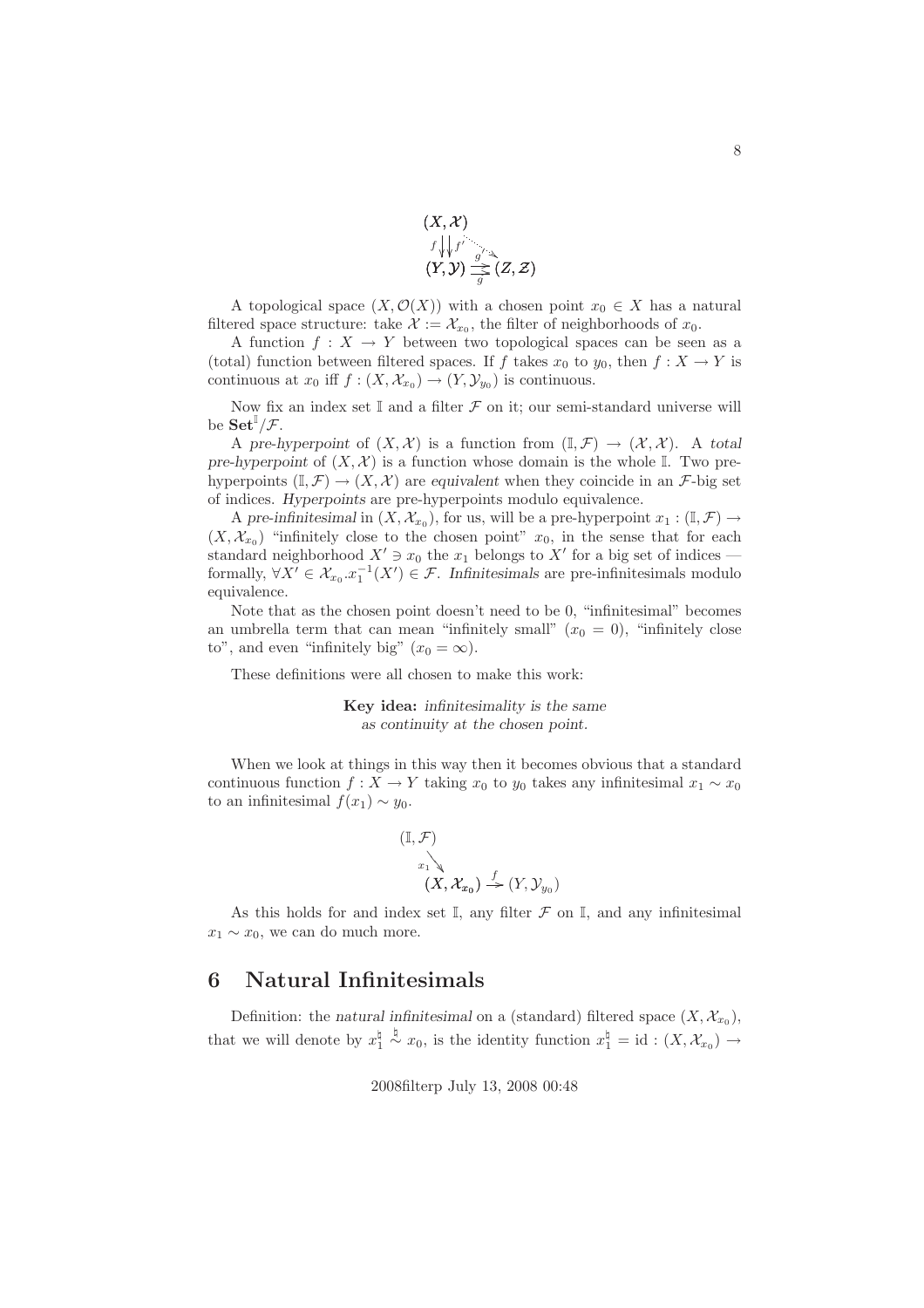$$
\begin{array}{c}
(X,\mathcal{X}) \\
f \Big\downarrow \Big\downarrow f' \searrow^{g'} \\
(Y,\mathcal{Y}) \underset{g}{\overset{g'}{\rightrightarrows}} (Z,\mathcal{Z})
\end{array}
$$

A topological space $(X, \mathcal{O}(X))$ with a chosen point $x_0 \in X$ has a natural filtered space structure: take $\mathcal{X} := \mathcal{X}_{x_0}$, the filter of neighborhoods of $x_0$.

A function $f : X \to Y$ between two topological spaces can be seen as a (total) function between filtered spaces. If $f$ takes $x_0$ to $y_0$, then $f : X \to Y$ is continuous at $x_0$ iff $f : (X, \mathcal{X}_{x_0}) \to (Y, \mathcal{Y}_{y_0})$ is continuous.

Now fix an index set $\mathbb{I}$ and a filter $\mathcal{F}$ on it; our semi-standard universe will be $\mathbf{Set}^{\mathbb{I}}/\mathcal{F}$.

A *pre-hyperpoint* of $(X, \mathcal{X})$ is a function from $(\mathbb{I}, \mathcal{F}) \to (\mathcal{X}, \mathcal{X})$. A *total pre-hyperpoint* of $(X, \mathcal{X})$ is a function whose domain is the whole $\mathbb{I}$. Two pre-hyperpoints $(\mathbb{I}, \mathcal{F}) \to (X, \mathcal{X})$ are *equivalent* when they coincide in an $\mathcal{F}$-big set of indices. *Hyperpoints* are pre-hyperpoints modulo equivalence.

A *pre-infinitesimal* in $(X, \mathcal{X}_{x_0})$, for us, will be a pre-hyperpoint $x_1 : (\mathbb{I}, \mathcal{F}) \to (X, \mathcal{X}_{x_0})$ "infinitely close to the chosen point" $x_0$, in the sense that for each standard neighborhood $X' \ni x_0$ the $x_1$ belongs to $X'$ for a big set of indices — formally, $\forall X' \in \mathcal{X}_{x_0}.x_1^{-1}(X') \in \mathcal{F}$. *Infinitesimals* are pre-infinitesimals modulo equivalence.

Note that as the chosen point doesn't need to be 0, "infinitesimal" becomes an umbrella term that can mean "infinitely small" ($x_0 = 0$), "infinitely close to", and even "infinitely big" ($x_0 = \infty$).

These definitions were all chosen to make this work:

**Key idea:** *infinitesimality is the same as continuity at the chosen point.*

When we look at things in this way then it becomes obvious that a standard continuous function $f : X \to Y$ taking $x_0$ to $y_0$ takes any infinitesimal $x_1 \sim x_0$ to an infinitesimal $f(x_1) \sim y_0$.

$$
\begin{array}{l}
(\mathbb{I}, \mathcal{F}) \\
\quad {}_{x_1}\searrow \\
\qquad (X, \mathcal{X}_{x_0}) \xrightarrow{f} (Y, \mathcal{Y}_{y_0})
\end{array}
$$

As this holds for and index set $\mathbb{I}$, any filter $\mathcal{F}$ on $\mathbb{I}$, and any infinitesimal $x_1 \sim x_0$, we can do much more.

## 6 Natural Infinitesimals

Definition: the *natural infinitesimal* on a (standard) filtered space $(X, \mathcal{X}_{x_0})$, that we will denote by $x_1^\natural \overset{\natural}{\sim} x_0$, is the identity function $x_1^\natural = \mathrm{id} : (X, \mathcal{X}_{x_0}) \to$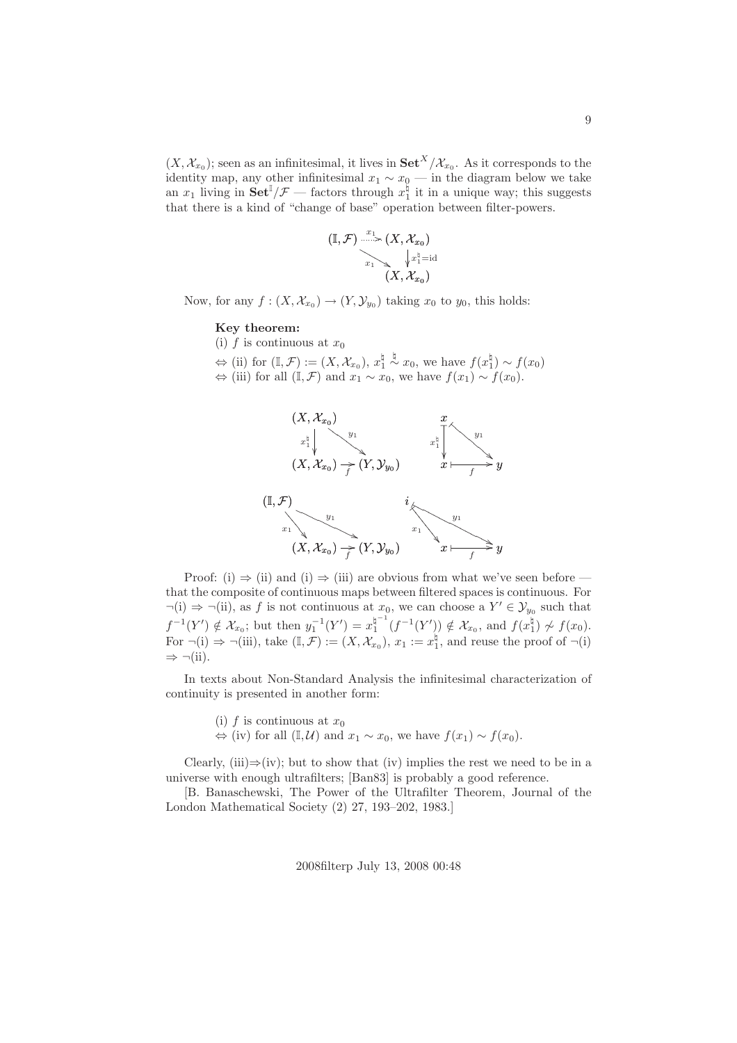$(X, \mathcal{X}_{x_0})$; seen as an infinitesimal, it lives in $\mathbf{Set}^X/\mathcal{X}_{x_0}$. As it corresponds to the identity map, any other infinitesimal $x_1 \sim x_0$ — in the diagram below we take an $x_1$ living in $\mathbf{Set}^{\mathbb{I}}/\mathcal{F}$ — factors through $x_1^\natural$ it in a unique way; this suggests that there is a kind of "change of base" operation between filter-powers.

$$\begin{array}{ccc} (\mathbb{I}, \mathcal{F}) & \overset{x_1}{\dashrightarrow} & (X, \mathcal{X}_{x_0}) \\ & \searrow^{x_1} & \downarrow x_1^\natural = \mathrm{id} \\ & & (X, \mathcal{X}_{x_0}) \end{array}$$

Now, for any $f : (X, \mathcal{X}_{x_0}) \to (Y, \mathcal{Y}_{y_0})$ taking $x_0$ to $y_0$, this holds:

**Key theorem:**

(i) $f$ is continuous at $x_0$

$\Leftrightarrow$ (ii) for $(\mathbb{I}, \mathcal{F}) := (X, \mathcal{X}_{x_0})$, $x_1^\natural \overset{\natural}{\sim} x_0$, we have $f(x_1^\natural) \sim f(x_0)$

$\Leftrightarrow$ (iii) for all $(\mathbb{I}, \mathcal{F})$ and $x_1 \sim x_0$, we have $f(x_1) \sim f(x_0)$.

$$\begin{array}{ccc} (X, \mathcal{X}_{x_0}) & & \\ x_1^\natural \downarrow & \searrow^{y_1} & \\ (X, \mathcal{X}_{x_0}) & \xrightarrow[f]{} & (Y, \mathcal{Y}_{y_0}) \end{array} \qquad \begin{array}{ccc} x & & \\ x_1^\natural \downarrow & \searrow^{y_1} & \\ x & \overset{f}{\longmapsto} & y \end{array}$$

$$\begin{array}{ccc} (\mathbb{I}, \mathcal{F}) & & \\ {}_{x_1}\searrow & \searrow^{y_1} & \\ (X, \mathcal{X}_{x_0}) & \xrightarrow[f]{} & (Y, \mathcal{Y}_{y_0}) \end{array} \qquad \begin{array}{ccc} i & & \\ {}_{x_1}\searrow & \searrow^{y_1} & \\ x & \overset{f}{\longmapsto} & y \end{array}$$

Proof: (i) $\Rightarrow$ (ii) and (i) $\Rightarrow$ (iii) are obvious from what we've seen before — that the composite of continuous maps between filtered spaces is continuous. For $\neg$(i) $\Rightarrow$ $\neg$(ii), as $f$ is not continuous at $x_0$, we can choose a $Y' \in \mathcal{Y}_{y_0}$ such that $f^{-1}(Y') \notin \mathcal{X}_{x_0}$; but then $y_1^{-1}(Y') = {x_1^\natural}^{-1}(f^{-1}(Y')) \notin \mathcal{X}_{x_0}$, and $f(x_1^\natural) \not\sim f(x_0)$. For $\neg$(i) $\Rightarrow$ $\neg$(iii), take $(\mathbb{I}, \mathcal{F}) := (X, \mathcal{X}_{x_0})$, $x_1 := x_1^\natural$, and reuse the proof of $\neg$(i) $\Rightarrow$ $\neg$(ii).

In texts about Non-Standard Analysis the infinitesimal characterization of continuity is presented in another form:

(i) $f$ is continuous at $x_0$

$\Leftrightarrow$ (iv) for all $(\mathbb{I}, \mathcal{U})$ and $x_1 \sim x_0$, we have $f(x_1) \sim f(x_0)$.

Clearly, (iii)$\Rightarrow$(iv); but to show that (iv) implies the rest we need to be in a universe with enough ultrafilters; [Ban83] is probably a good reference.

[B. Banaschewski, The Power of the Ultrafilter Theorem, Journal of the London Mathematical Society (2) 27, 193–202, 1983.]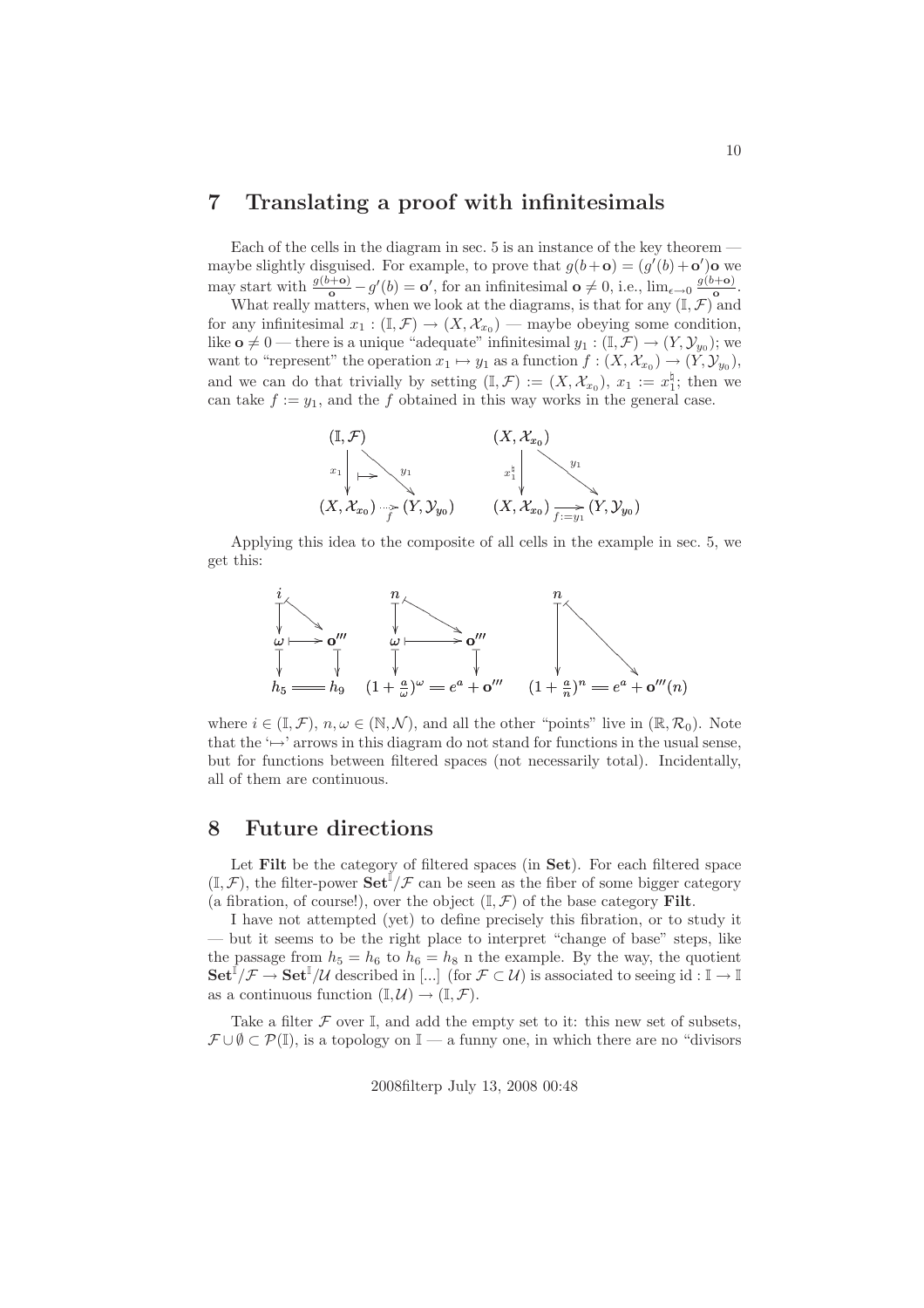# 7 Translating a proof with infinitesimals

Each of the cells in the diagram in sec. 5 is an instance of the key theorem — maybe slightly disguised. For example, to prove that $g(b+\mathbf{o}) = (g'(b)+\mathbf{o}')\mathbf{o}$ we may start with $\frac{g(b+\mathbf{o})}{\mathbf{o}} - g'(b) = \mathbf{o}'$, for an infinitesimal $\mathbf{o} \neq 0$, i.e., $\lim_{\epsilon\to 0} \frac{g(b+\mathbf{o})}{\mathbf{o}}$.

What really matters, when we look at the diagrams, is that for any $(\mathbb{I}, \mathcal{F})$ and for any infinitesimal $x_1 : (\mathbb{I}, \mathcal{F}) \to (X, \mathcal{X}_{x_0})$ — maybe obeying some condition, like $\mathbf{o} \neq 0$ — there is a unique "adequate" infinitesimal $y_1 : (\mathbb{I}, \mathcal{F}) \to (Y, \mathcal{Y}_{y_0})$; we want to "represent" the operation $x_1 \mapsto y_1$ as a function $f : (X, \mathcal{X}_{x_0}) \to (Y, \mathcal{Y}_{y_0})$, and we can do that trivially by setting $(\mathbb{I}, \mathcal{F}) := (X, \mathcal{X}_{x_0})$, $x_1 := x_1^\natural$; then we can take $f := y_1$, and the $f$ obtained in this way works in the general case.

$$
\begin{array}{ccc}
(\mathbb{I},\mathcal{F}) & & \\
{\scriptstyle x_1}\downarrow & \mapsto & \searrow{\scriptstyle y_1} \\
(X,\mathcal{X}_{x_0}) & \xrightarrow[f]{} & (Y,\mathcal{Y}_{y_0})
\end{array}
\qquad\qquad
\begin{array}{ccc}
(X,\mathcal{X}_{x_0}) & & \\
{\scriptstyle x_1^\natural}\downarrow & & \searrow{\scriptstyle y_1} \\
(X,\mathcal{X}_{x_0}) & \xrightarrow[f:=y_1]{} & (Y,\mathcal{Y}_{y_0})
\end{array}
$$

Applying this idea to the composite of all cells in the example in sec. 5, we get this:

$$
\begin{array}{ccc}
i & & \\
\downarrow & \searrow & \\
\omega & \longmapsto & \mathbf{o}''' \\
\downarrow & & \downarrow \\
h_5 & = & h_9
\end{array}
\qquad
\begin{array}{ccc}
n & & \\
\downarrow & \searrow & \\
\omega & \longmapsto & \mathbf{o}''' \\
\downarrow & & \downarrow \\
(1+\frac{a}{\omega})^\omega & = & e^a + \mathbf{o}'''
\end{array}
\qquad
\begin{array}{ccc}
n & & \\
\downarrow & \searrow & \\
(1+\frac{a}{n})^n & = & e^a + \mathbf{o}'''(n)
\end{array}
$$

where $i \in (\mathbb{I}, \mathcal{F})$, $n, \omega \in (\mathbb{N}, \mathcal{N})$, and all the other "points" live in $(\mathbb{R}, \mathcal{R}_0)$. Note that the '$\mapsto$' arrows in this diagram do not stand for functions in the usual sense, but for functions between filtered spaces (not necessarily total). Incidentally, all of them are continuous.

# 8 Future directions

Let **Filt** be the category of filtered spaces (in **Set**). For each filtered space $(\mathbb{I}, \mathcal{F})$, the filter-power $\mathbf{Set}^\mathbb{I}/\mathcal{F}$ can be seen as the fiber of some bigger category (a fibration, of course!), over the object $(\mathbb{I}, \mathcal{F})$ of the base category **Filt**.

I have not attempted (yet) to define precisely this fibration, or to study it — but it seems to be the right place to interpret "change of base" steps, like the passage from $h_5 = h_6$ to $h_6 = h_8$ n the example. By the way, the quotient $\mathbf{Set}^\mathbb{I}/\mathcal{F} \to \mathbf{Set}^\mathbb{I}/\mathcal{U}$ described in [...] (for $\mathcal{F} \subset \mathcal{U}$) is associated to seeing $\mathrm{id} : \mathbb{I} \to \mathbb{I}$ as a continuous function $(\mathbb{I}, \mathcal{U}) \to (\mathbb{I}, \mathcal{F})$.

Take a filter $\mathcal{F}$ over $\mathbb{I}$, and add the empty set to it: this new set of subsets, $\mathcal{F} \cup \emptyset \subset \mathcal{P}(\mathbb{I})$, is a topology on $\mathbb{I}$ — a funny one, in which there are no "divisors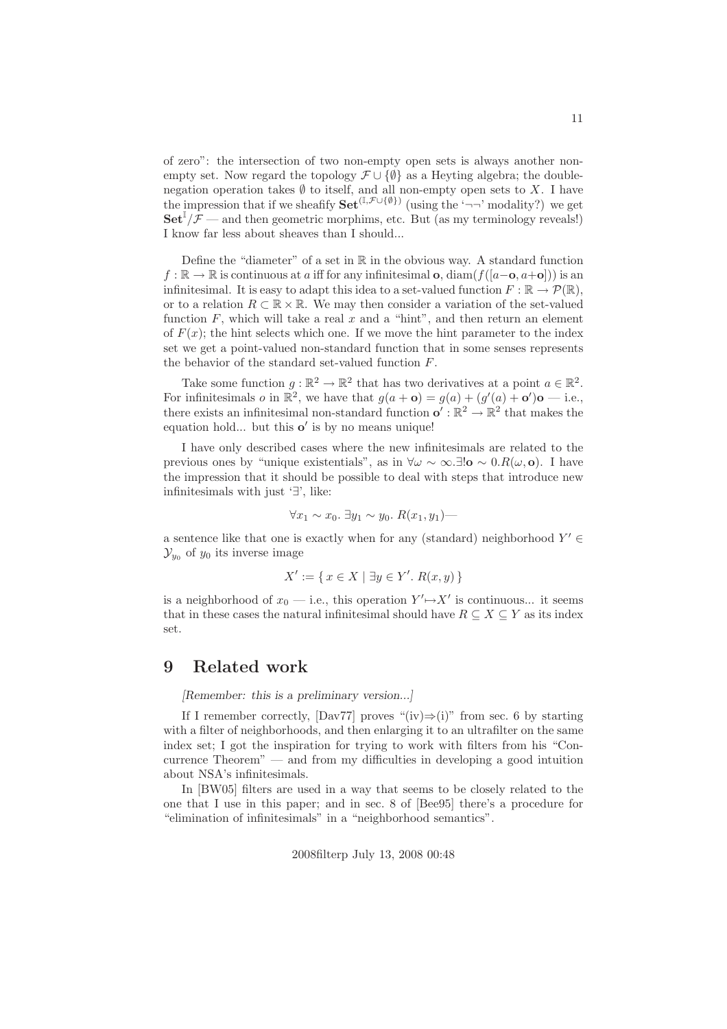of zero": the intersection of two non-empty open sets is always another non-empty set. Now regard the topology $\mathcal{F} \cup \{\emptyset\}$ as a Heyting algebra; the double-negation operation takes $\emptyset$ to itself, and all non-empty open sets to $X$. I have the impression that if we sheafify $\mathbf{Set}^{(\mathbb{I}, \mathcal{F} \cup \{\emptyset\})}$ (using the '$\neg\neg$' modality?) we get $\mathbf{Set}^{\mathbb{I}}/\mathcal{F}$ — and then geometric morphims, etc. But (as my terminology reveals!) I know far less about sheaves than I should...

Define the "diameter" of a set in $\mathbb{R}$ in the obvious way. A standard function $f : \mathbb{R} \to \mathbb{R}$ is continuous at $a$ iff for any infinitesimal $\mathbf{o}$, $\mathrm{diam}(f([a-\mathbf{o}, a+\mathbf{o}]))$ is an infinitesimal. It is easy to adapt this idea to a set-valued function $F : \mathbb{R} \to \mathcal{P}(\mathbb{R})$, or to a relation $R \subset \mathbb{R} \times \mathbb{R}$. We may then consider a variation of the set-valued function $F$, which will take a real $x$ and a "hint", and then return an element of $F(x)$; the hint selects which one. If we move the hint parameter to the index set we get a point-valued non-standard function that in some senses represents the behavior of the standard set-valued function $F$.

Take some function $g : \mathbb{R}^2 \to \mathbb{R}^2$ that has two derivatives at a point $a \in \mathbb{R}^2$. For infinitesimals $o$ in $\mathbb{R}^2$, we have that $g(a + \mathbf{o}) = g(a) + (g'(a) + \mathbf{o}')\mathbf{o}$ — i.e., there exists an infinitesimal non-standard function $\mathbf{o}' : \mathbb{R}^2 \to \mathbb{R}^2$ that makes the equation hold... but this $\mathbf{o}'$ is by no means unique!

I have only described cases where the new infinitesimals are related to the previous ones by "unique existentials", as in $\forall \omega \sim \infty. \exists! \mathbf{o} \sim 0. R(\omega, \mathbf{o})$. I have the impression that it should be possible to deal with steps that introduce new infinitesimals with just '$\exists$', like:

$$\forall x_1 \sim x_0.\ \exists y_1 \sim y_0.\ R(x_1, y_1) \text{—}$$

a sentence like that one is exactly when for any (standard) neighborhood $Y' \in \mathcal{Y}_{y_0}$ of $y_0$ its inverse image

$$X' := \{\, x \in X \mid \exists y \in Y'.\ R(x, y) \,\}$$

is a neighborhood of $x_0$ — i.e., this operation $Y' \mapsto X'$ is continuous... it seems that in these cases the natural infinitesimal should have $R \subseteq X \subseteq Y$ as its index set.

# 9 Related work

*[Remember: this is a preliminary version...]*

If I remember correctly, [Dav77] proves "(iv)$\Rightarrow$(i)" from sec. 6 by starting with a filter of neighborhoods, and then enlarging it to an ultrafilter on the same index set; I got the inspiration for trying to work with filters from his "Concurrence Theorem" — and from my difficulties in developing a good intuition about NSA's infinitesimals.

In [BW05] filters are used in a way that seems to be closely related to the one that I use in this paper; and in sec. 8 of [Bee95] there's a procedure for "elimination of infinitesimals" in a "neighborhood semantics".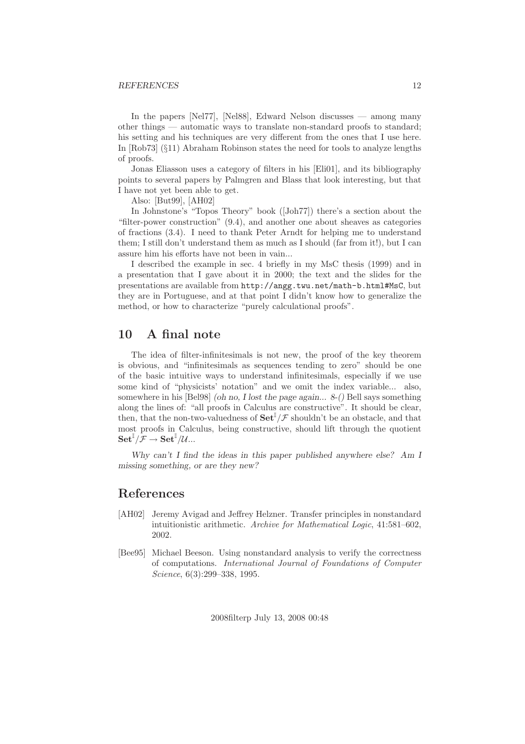In the papers [Nel77], [Nel88], Edward Nelson discusses — among many other things — automatic ways to translate non-standard proofs to standard; his setting and his techniques are very different from the ones that I use here. In [Rob73] (§11) Abraham Robinson states the need for tools to analyze lengths of proofs.

Jonas Eliasson uses a category of filters in his [Eli01], and its bibliography points to several papers by Palmgren and Blass that look interesting, but that I have not yet been able to get.

Also: [But99], [AH02]

In Johnstone's "Topos Theory" book ([Joh77]) there's a section about the "filter-power construction" (9.4), and another one about sheaves as categories of fractions (3.4). I need to thank Peter Arndt for helping me to understand them; I still don't understand them as much as I should (far from it!), but I can assure him his efforts have not been in vain...

I described the example in sec. 4 briefly in my MsC thesis (1999) and in a presentation that I gave about it in 2000; the text and the slides for the presentations are available from `http://angg.twu.net/math-b.html#MsC`, but they are in Portuguese, and at that point I didn't know how to generalize the method, or how to characterize "purely calculational proofs".

## 10 A final note

The idea of filter-infinitesimals is not new, the proof of the key theorem is obvious, and "infinitesimals as sequences tending to zero" should be one of the basic intuitive ways to understand infinitesimals, especially if we use some kind of "physicists' notation" and we omit the index variable... also, somewhere in his [Bel98] *(oh no, I lost the page again... 8-()* Bell says something along the lines of: "all proofs in Calculus are constructive". It should be clear, then, that the non-two-valuedness of $\mathbf{Set}^{\mathbb{I}}/\mathcal{F}$ shouldn't be an obstacle, and that most proofs in Calculus, being constructive, should lift through the quotient $\mathbf{Set}^{\mathbb{I}}/\mathcal{F} \to \mathbf{Set}^{\mathbb{I}}/\mathcal{U}$...

*Why can't I find the ideas in this paper published anywhere else? Am I missing something, or are they new?*

## References

[AH02] Jeremy Avigad and Jeffrey Helzner. Transfer principles in nonstandard intuitionistic arithmetic. *Archive for Mathematical Logic*, 41:581–602, 2002.

[Bee95] Michael Beeson. Using nonstandard analysis to verify the correctness of computations. *International Journal of Foundations of Computer Science*, 6(3):299–338, 1995.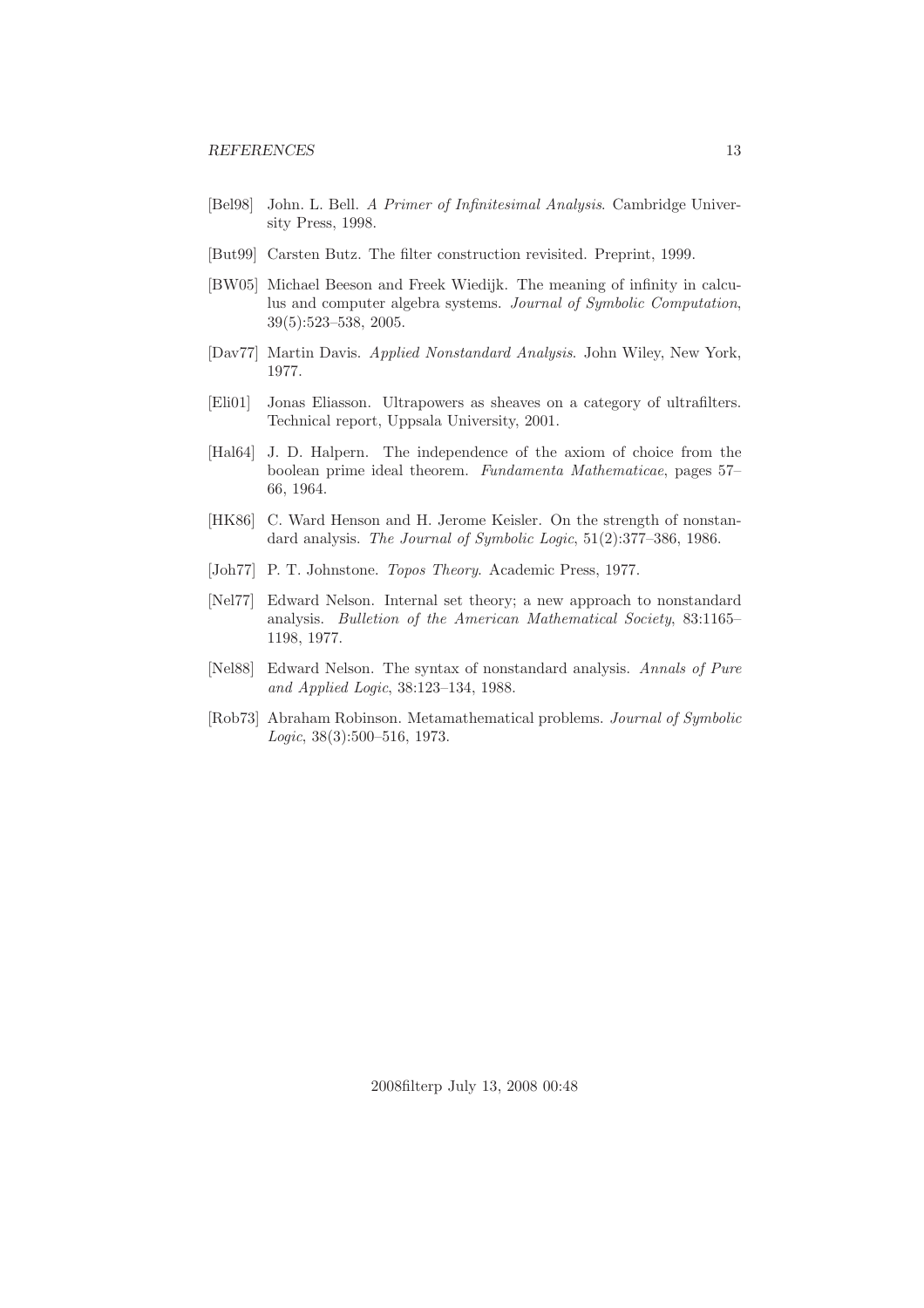[Bel98] John. L. Bell. *A Primer of Infinitesimal Analysis*. Cambridge University Press, 1998.

[But99] Carsten Butz. The filter construction revisited. Preprint, 1999.

[BW05] Michael Beeson and Freek Wiedijk. The meaning of infinity in calculus and computer algebra systems. *Journal of Symbolic Computation*, 39(5):523–538, 2005.

[Dav77] Martin Davis. *Applied Nonstandard Analysis*. John Wiley, New York, 1977.

[Eli01] Jonas Eliasson. Ultrapowers as sheaves on a category of ultrafilters. Technical report, Uppsala University, 2001.

[Hal64] J. D. Halpern. The independence of the axiom of choice from the boolean prime ideal theorem. *Fundamenta Mathematicae*, pages 57–66, 1964.

[HK86] C. Ward Henson and H. Jerome Keisler. On the strength of nonstandard analysis. *The Journal of Symbolic Logic*, 51(2):377–386, 1986.

[Joh77] P. T. Johnstone. *Topos Theory*. Academic Press, 1977.

[Nel77] Edward Nelson. Internal set theory; a new approach to nonstandard analysis. *Bulletion of the American Mathematical Society*, 83:1165–1198, 1977.

[Nel88] Edward Nelson. The syntax of nonstandard analysis. *Annals of Pure and Applied Logic*, 38:123–134, 1988.

[Rob73] Abraham Robinson. Metamathematical problems. *Journal of Symbolic Logic*, 38(3):500–516, 1973.

2008filterp July 13, 2008 00:48